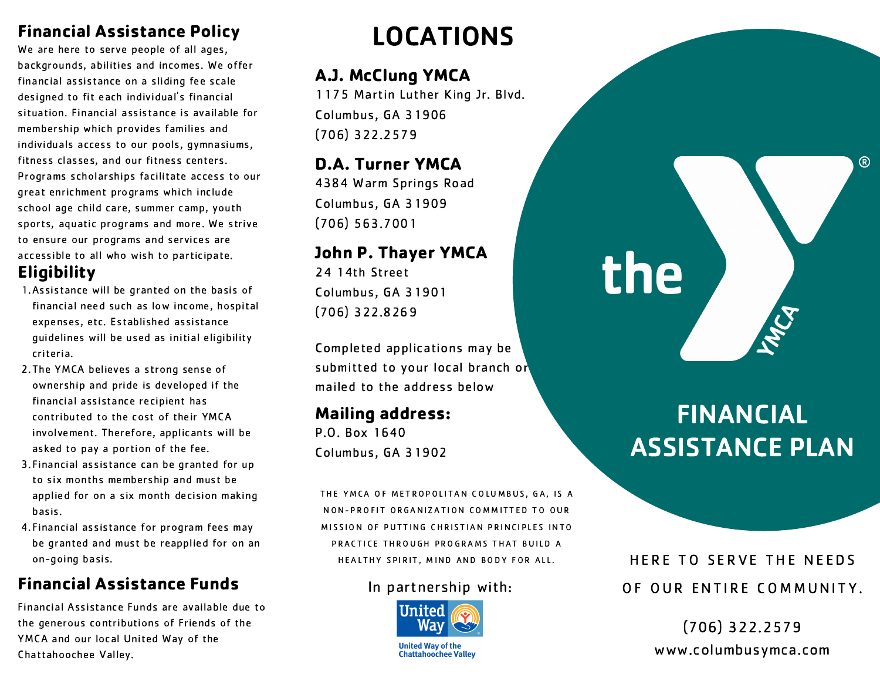## Financial Assistance Policy

We are here to serve people of all ages, backgrounds, abilities and incomes. We offer financial assistance on a sliding fee scale designed to fit each individual's financial situation. Financial assistance is available for membership which provides families and individuals access to our pools, gymnasiums, fitness classes, and our fitness centers. Programs scholarships facilitate access to our great enrichment programs which include school age child care, summer camp, youth sports, aquatic programs and more. We strive to ensure our programs and services are accessible to all who wish to participate.

## Eligibility

1. Assistance will be granted on the basis of financial need such as low income, hospital expenses, etc. Established assistance guidelines will be used as initial eligibility criteria.
2. The YMCA believes a strong sense of ownership and pride is developed if the financial assistance recipient has contributed to the cost of their YMCA involvement. Therefore, applicants will be asked to pay a portion of the fee.
3. Financial assistance can be granted for up to six months membership and must be applied for on a six month decision making basis.
4. Financial assistance for program fees may be granted and must be reapplied for on an on-going basis.

## Financial Assistance Funds

Financial Assistance Funds are available due to the generous contributions of Friends of the YMCA and our local United Way of the Chattahoochee Valley.

# LOCATIONS

### A.J. McClung YMCA

1175 Martin Luther King Jr. Blvd.
Columbus, GA 31906
(706) 322.2579

### D.A. Turner YMCA

4384 Warm Springs Road
Columbus, GA 31909
(706) 563.7001

### John P. Thayer YMCA

24 14th Street
Columbus, GA 31901
(706) 322.8269

Completed applications may be submitted to your local branch or mailed to the address below

### Mailing address:

P.O. Box 1640
Columbus, GA 31902

THE YMCA OF METROPOLITAN COLUMBUS, GA, IS A NON-PROFIT ORGANIZATION COMMITTED TO OUR MISSION OF PUTTING CHRISTIAN PRINCIPLES INTO PRACTICE THROUGH PROGRAMS THAT BUILD A HEALTHY SPIRIT, MIND AND BODY FOR ALL.

In partnership with:

United Way
United Way of the Chattahoochee Valley

the YMCA®

# FINANCIAL ASSISTANCE PLAN

HERE TO SERVE THE NEEDS OF OUR ENTIRE COMMUNITY.

(706) 322.2579
www.columbusymca.com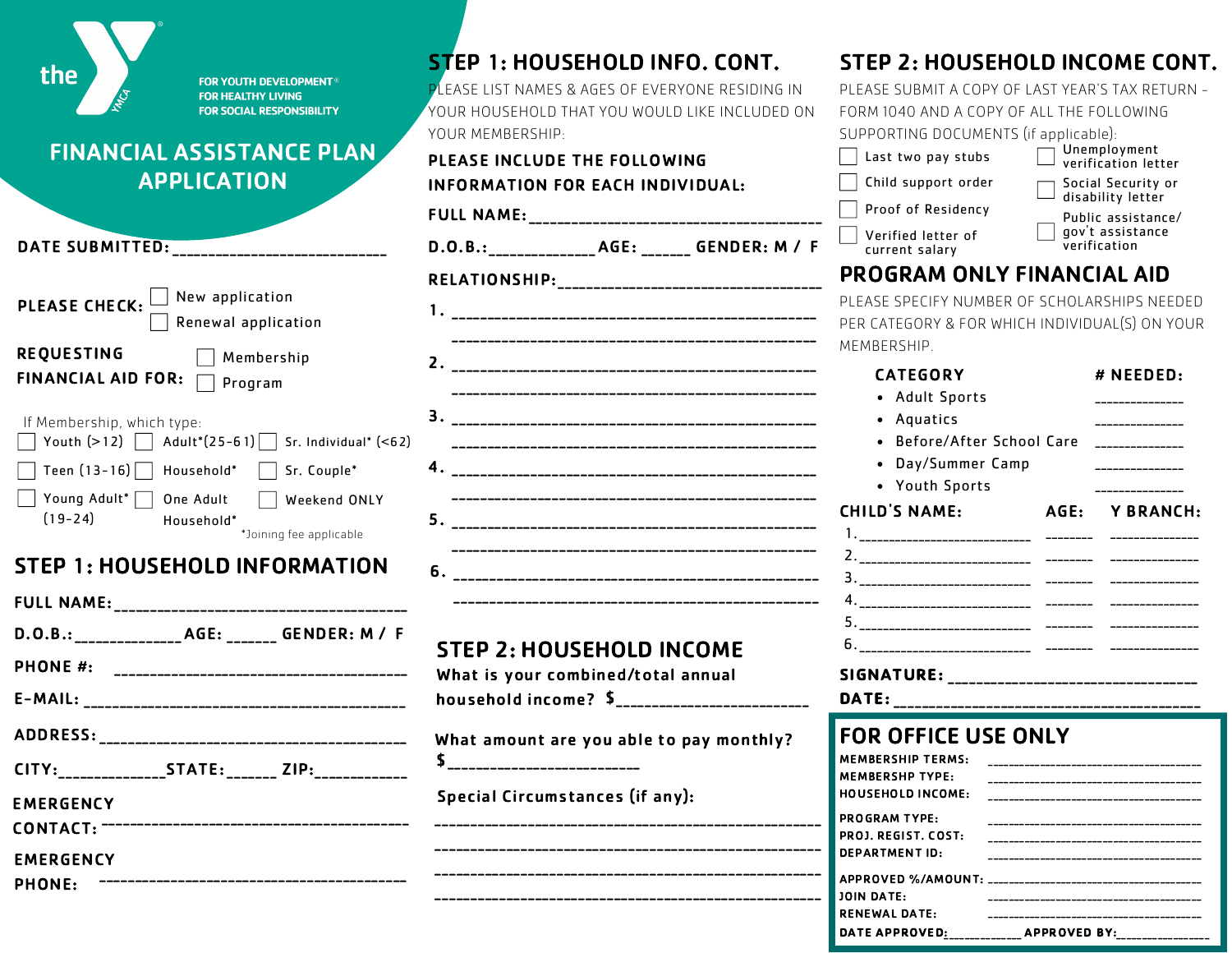the YMCA

FOR YOUTH DEVELOPMENT®
FOR HEALTHY LIVING
FOR SOCIAL RESPONSIBILITY

# FINANCIAL ASSISTANCE PLAN APPLICATION

**DATE SUBMITTED:** ____________________________

**PLEASE CHECK:**
- ☐ New application
- ☐ Renewal application

**REQUESTING FINANCIAL AID FOR:**
- ☐ Membership
- ☐ Program

If Membership, which type:

| | | |
|---|---|---|
| ☐ Youth (>12) | ☐ Adult*(25-61) | ☐ Sr. Individual* (<62) |
| ☐ Teen (13-16) | ☐ Household* | ☐ Sr. Couple* |
| ☐ Young Adult* (19-24) | ☐ One Adult Household* | ☐ Weekend ONLY |

*Joining fee applicable

## STEP 1: HOUSEHOLD INFORMATION

**FULL NAME:** ______________________________________

**D.O.B.:** _____________ **AGE:** ______ **GENDER: M / F**

**PHONE #:** ______________________________________

**E-MAIL:** ______________________________________

**ADDRESS:** ______________________________________

**CITY:** _____________ **STATE:** ______ **ZIP:** ___________

**EMERGENCY CONTACT:** ______________________________________

**EMERGENCY PHONE:** ______________________________________

## STEP 1: HOUSEHOLD INFO. CONT.

PLEASE LIST NAMES & AGES OF EVERYONE RESIDING IN YOUR HOUSEHOLD THAT YOU WOULD LIKE INCLUDED ON YOUR MEMBERSHIP:

**PLEASE INCLUDE THE FOLLOWING INFORMATION FOR EACH INDIVIDUAL:**

**FULL NAME:** ______________________________________

**D.O.B.:** _____________ **AGE:** ______ **GENDER: M / F**

**RELATIONSHIP:** ______________________________________

1. ______________________________________
   ______________________________________
2. ______________________________________
   ______________________________________
3. ______________________________________
   ______________________________________
4. ______________________________________
   ______________________________________
5. ______________________________________
   ______________________________________
6. ______________________________________
   ______________________________________

## STEP 2: HOUSEHOLD INCOME

**What is your combined/total annual household income?** $________________________

**What amount are you able to pay monthly?** $________________________

**Special Circumstances (if any):**

______________________________________
______________________________________
______________________________________
______________________________________

## STEP 2: HOUSEHOLD INCOME CONT.

PLEASE SUBMIT A COPY OF LAST YEAR'S TAX RETURN - FORM 1040 AND A COPY OF ALL THE FOLLOWING SUPPORTING DOCUMENTS (if applicable):

| | |
|---|---|
| ☐ Last two pay stubs | ☐ Unemployment verification letter |
| ☐ Child support order | ☐ Social Security or disability letter |
| ☐ Proof of Residency | ☐ Public assistance/ gov't assistance verification |
| ☐ Verified letter of current salary | |

## PROGRAM ONLY FINANCIAL AID

PLEASE SPECIFY NUMBER OF SCHOLARSHIPS NEEDED PER CATEGORY & FOR WHICH INDIVIDUAL(S) ON YOUR MEMBERSHIP.

| CATEGORY | # NEEDED: |
|---|---|
| • Adult Sports | ____________ |
| • Aquatics | ____________ |
| • Before/After School Care | ____________ |
| • Day/Summer Camp | ____________ |
| • Youth Sports | ____________ |

| CHILD'S NAME: | AGE: | Y BRANCH: |
|---|---|---|
| 1. ________________ | ________ | ____________ |
| 2. ________________ | ________ | ____________ |
| 3. ________________ | ________ | ____________ |
| 4. ________________ | ________ | ____________ |
| 5. ________________ | ________ | ____________ |
| 6. ________________ | ________ | ____________ |

**SIGNATURE:** ______________________________________

**DATE:** ______________________________________

## FOR OFFICE USE ONLY

**MEMBERSHIP TERMS:** ______________________________

**MEMBERSHP TYPE:** ______________________________

**HOUSEHOLD INCOME:** ______________________________

**PROGRAM TYPE:** ______________________________

**PROJ. REGIST. COST:** ______________________________

**DEPARTMENT ID:** ______________________________

**APPROVED %/AMOUNT:** ______________________________

**JOIN DATE:** ______________________________

**RENEWAL DATE:** ______________________________

**DATE APPROVED:** ___________ **APPROVED BY:** ______________